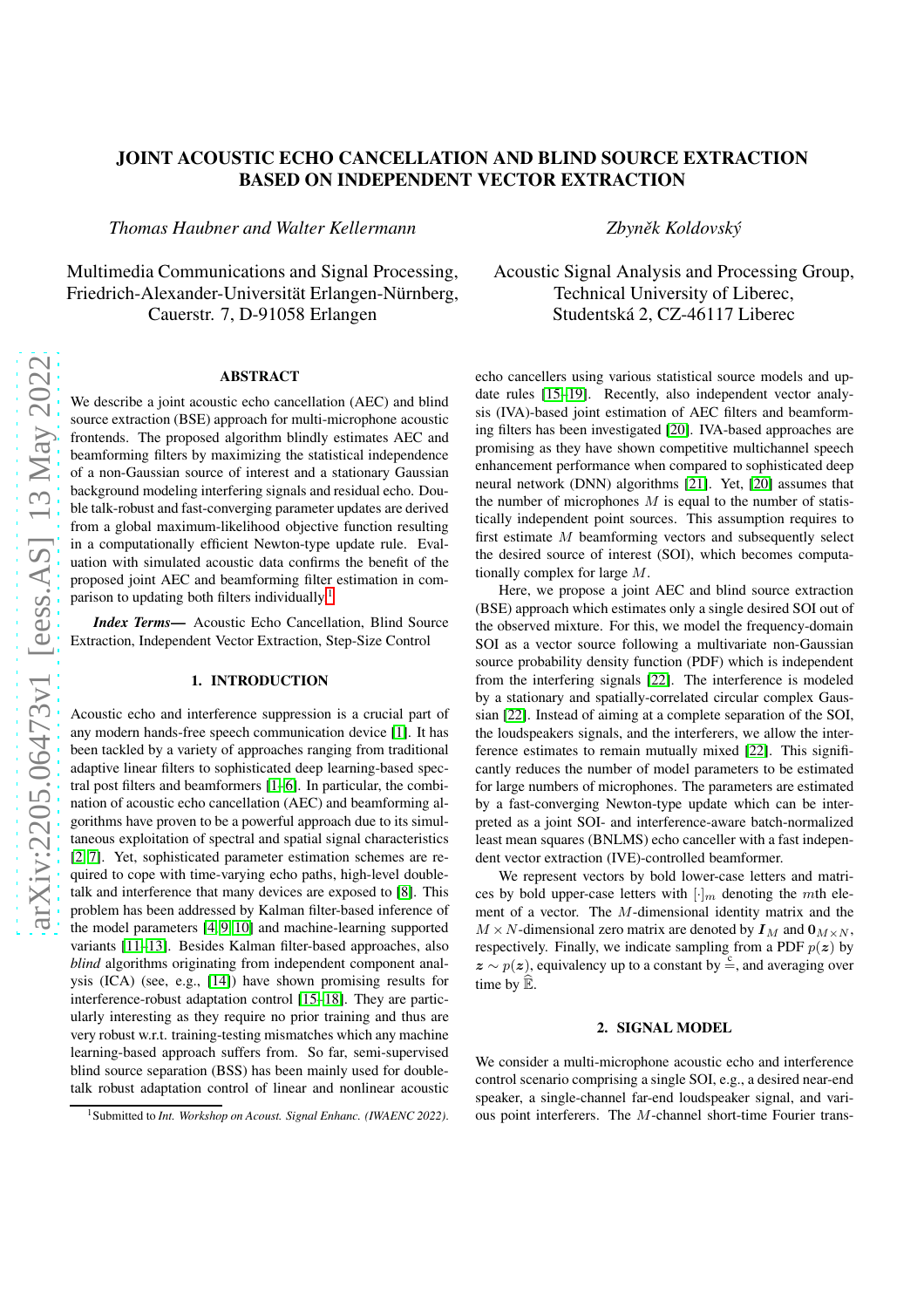# JOINT ACOUSTIC ECHO CANCELLATION AND BLIND SOURCE EXTRACTION BASED ON INDEPENDENT VECTOR EXTRACTION

*Thomas Haubner and Walter Kellermann*

Multimedia Communications and Signal Processing,
Friedrich-Alexander-Universität Erlangen-Nürnberg,
Cauerstr. 7, D-91058 Erlangen

*Zbyněk Koldovský*

Acoustic Signal Analysis and Processing Group,
Technical University of Liberec,
Studentská 2, CZ-46117 Liberec

## ABSTRACT

We describe a joint acoustic echo cancellation (AEC) and blind source extraction (BSE) approach for multi-microphone acoustic frontends. The proposed algorithm blindly estimates AEC and beamforming filters by maximizing the statistical independence of a non-Gaussian source of interest and a stationary Gaussian background modeling interfering signals and residual echo. Double talk-robust and fast-converging parameter updates are derived from a global maximum-likelihood objective function resulting in a computationally efficient Newton-type update rule. Evaluation with simulated acoustic data confirms the benefit of the proposed joint AEC and beamforming filter estimation in comparison to updating both filters individually.[1]

***Index Terms***— Acoustic Echo Cancellation, Blind Source Extraction, Independent Vector Extraction, Step-Size Control

## 1. INTRODUCTION

Acoustic echo and interference suppression is a crucial part of any modern hands-free speech communication device [1]. It has been tackled by a variety of approaches ranging from traditional adaptive linear filters to sophisticated deep learning-based spectral post filters and beamformers [1–6]. In particular, the combination of acoustic echo cancellation (AEC) and beamforming algorithms have proven to be a powerful approach due to its simultaneous exploitation of spectral and spatial signal characteristics [2, 7]. Yet, sophisticated parameter estimation schemes are required to cope with time-varying echo paths, high-level double-talk and interference that many devices are exposed to [8]. This problem has been addressed by Kalman filter-based inference of the model parameters [4, 9, 10] and machine-learning supported variants [11–13]. Besides Kalman filter-based approaches, also *blind* algorithms originating from independent component analysis (ICA) (see, e.g., [14]) have shown promising results for interference-robust adaptation control [15–18]. They are particularly interesting as they require no prior training and thus are very robust w.r.t. training-testing mismatches which any machine learning-based approach suffers from. So far, semi-supervised blind source separation (BSS) has been mainly used for double-talk robust adaptation control of linear and nonlinear acoustic echo cancellers using various statistical source models and update rules [15–19]. Recently, also independent vector analysis (IVA)-based joint estimation of AEC filters and beamforming filters has been investigated [20]. IVA-based approaches are promising as they have shown competitive multichannel speech enhancement performance when compared to sophisticated deep neural network (DNN) algorithms [21]. Yet, [20] assumes that the number of microphones $M$ is equal to the number of statistically independent point sources. This assumption requires to first estimate $M$ beamforming vectors and subsequently select the desired source of interest (SOI), which becomes computationally complex for large $M$.

Here, we propose a joint AEC and blind source extraction (BSE) approach which estimates only a single desired SOI out of the observed mixture. For this, we model the frequency-domain SOI as a vector source following a multivariate non-Gaussian source probability density function (PDF) which is independent from the interfering signals [22]. The interference is modeled by a stationary and spatially-correlated circular complex Gaussian [22]. Instead of aiming at a complete separation of the SOI, the loudspeakers signals, and the interferers, we allow the interference estimates to remain mutually mixed [22]. This significantly reduces the number of model parameters to be estimated for large numbers of microphones. The parameters are estimated by a fast-converging Newton-type update which can be interpreted as a joint SOI- and interference-aware batch-normalized least mean squares (BNLMS) echo canceller with a fast independent vector extraction (IVE)-controlled beamformer.

We represent vectors by bold lower-case letters and matrices by bold upper-case letters with $[\cdot]_m$ denoting the $m$th element of a vector. The $M$-dimensional identity matrix and the $M \times N$-dimensional zero matrix are denoted by $\boldsymbol{I}_M$ and $\boldsymbol{0}_{M\times N}$, respectively. Finally, we indicate sampling from a PDF $p(\boldsymbol{z})$ by $\boldsymbol{z} \sim p(\boldsymbol{z})$, equivalency up to a constant by $\stackrel{c}{=}$, and averaging over time by $\widehat{\mathbb{E}}$.

## 2. SIGNAL MODEL

We consider a multi-microphone acoustic echo and interference control scenario comprising a single SOI, e.g., a desired near-end speaker, a single-channel far-end loudspeaker signal, and various point interferers. The $M$-channel short-time Fourier trans-

[1] Submitted to *Int. Workshop on Acoust. Signal Enhanc. (IWAENC 2022)*.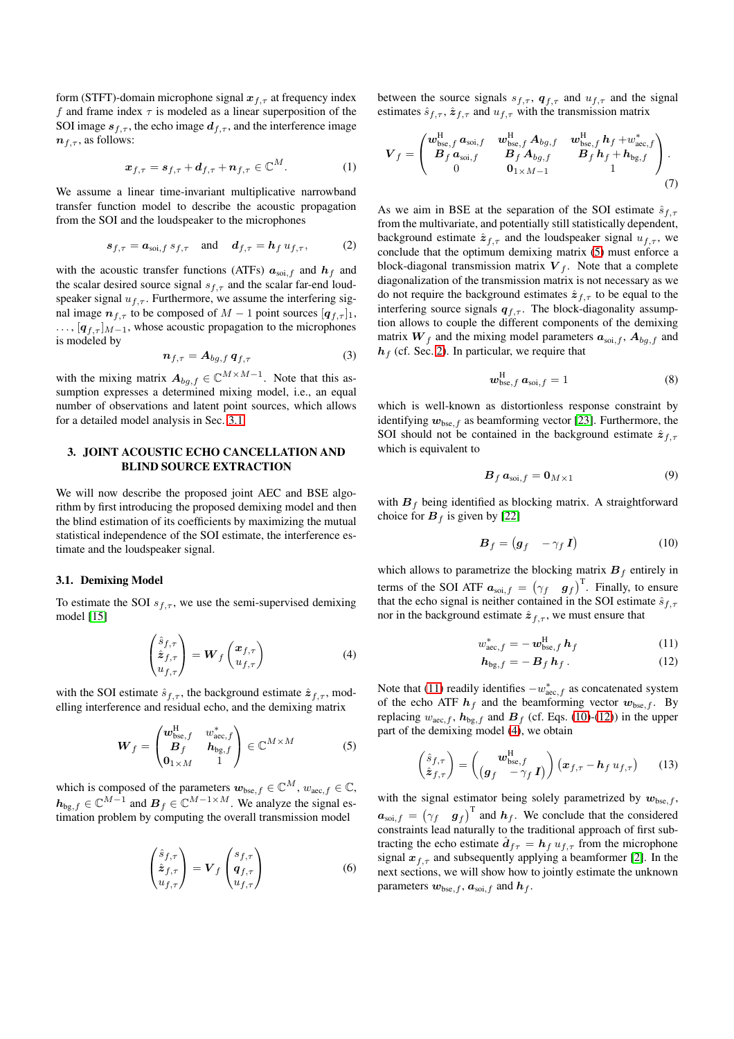form (STFT)-domain microphone signal $\boldsymbol{x}_{f,\tau}$ at frequency index $f$ and frame index $\tau$ is modeled as a linear superposition of the SOI image $\boldsymbol{s}_{f,\tau}$, the echo image $\boldsymbol{d}_{f,\tau}$, and the interference image $\boldsymbol{n}_{f,\tau}$, as follows:

$$\boldsymbol{x}_{f,\tau} = \boldsymbol{s}_{f,\tau} + \boldsymbol{d}_{f,\tau} + \boldsymbol{n}_{f,\tau} \in \mathbb{C}^{M}. \tag{1}$$

We assume a linear time-invariant multiplicative narrowband transfer function model to describe the acoustic propagation from the SOI and the loudspeaker to the microphones

$$\boldsymbol{s}_{f,\tau} = \boldsymbol{a}_{\text{soi},f}\, s_{f,\tau} \quad \text{and} \quad \boldsymbol{d}_{f,\tau} = \boldsymbol{h}_f\, u_{f,\tau}, \tag{2}$$

with the acoustic transfer functions (ATFs) $\boldsymbol{a}_{\text{soi},f}$ and $\boldsymbol{h}_f$ and the scalar desired source signal $s_{f,\tau}$ and the scalar far-end loudspeaker signal $u_{f,\tau}$. Furthermore, we assume the interfering signal image $\boldsymbol{n}_{f,\tau}$ to be composed of $M-1$ point sources $[\boldsymbol{q}_{f,\tau}]_1, \ldots, [\boldsymbol{q}_{f,\tau}]_{M-1}$, whose acoustic propagation to the microphones is modeled by

$$\boldsymbol{n}_{f,\tau} = \boldsymbol{A}_{bg,f}\, \boldsymbol{q}_{f,\tau} \tag{3}$$

with the mixing matrix $\boldsymbol{A}_{bg,f} \in \mathbb{C}^{M \times M-1}$. Note that this assumption expresses a determined mixing model, i.e., an equal number of observations and latent point sources, which allows for a detailed model analysis in Sec. 3.1.

## 3. JOINT ACOUSTIC ECHO CANCELLATION AND BLIND SOURCE EXTRACTION

We will now describe the proposed joint AEC and BSE algorithm by first introducing the proposed demixing model and then the blind estimation of its coefficients by maximizing the mutual statistical independence of the SOI estimate, the interference estimate and the loudspeaker signal.

### 3.1. Demixing Model

To estimate the SOI $s_{f,\tau}$, we use the semi-supervised demixing model [15]

$$\begin{pmatrix} \hat{s}_{f,\tau} \\ \hat{\boldsymbol{z}}_{f,\tau} \\ u_{f,\tau} \end{pmatrix} = \boldsymbol{W}_f \begin{pmatrix} \boldsymbol{x}_{f,\tau} \\ u_{f,\tau} \end{pmatrix} \tag{4}$$

with the SOI estimate $\hat{s}_{f,\tau}$, the background estimate $\hat{\boldsymbol{z}}_{f,\tau}$, modelling interference and residual echo, and the demixing matrix

$$\boldsymbol{W}_f = \begin{pmatrix} \boldsymbol{w}_{\text{bse},f}^{\text{H}} & w_{\text{aec},f}^{*} \\ \boldsymbol{B}_f & \boldsymbol{h}_{\text{bg},f} \\ \boldsymbol{0}_{1\times M} & 1 \end{pmatrix} \in \mathbb{C}^{M \times M} \tag{5}$$

which is composed of the parameters $\boldsymbol{w}_{\text{bse},f} \in \mathbb{C}^{M}$, $w_{\text{aec},f} \in \mathbb{C}$, $\boldsymbol{h}_{\text{bg},f} \in \mathbb{C}^{M-1}$ and $\boldsymbol{B}_f \in \mathbb{C}^{M-1 \times M}$. We analyze the signal estimation problem by computing the overall transmission model

$$\begin{pmatrix} \hat{s}_{f,\tau} \\ \hat{\boldsymbol{z}}_{f,\tau} \\ u_{f,\tau} \end{pmatrix} = \boldsymbol{V}_f \begin{pmatrix} s_{f,\tau} \\ \boldsymbol{q}_{f,\tau} \\ u_{f,\tau} \end{pmatrix} \tag{6}$$

between the source signals $s_{f,\tau}$, $\boldsymbol{q}_{f,\tau}$ and $u_{f,\tau}$ and the signal estimates $\hat{s}_{f,\tau}$, $\hat{\boldsymbol{z}}_{f,\tau}$ and $u_{f,\tau}$ with the transmission matrix

$$\boldsymbol{V}_f = \begin{pmatrix} \boldsymbol{w}_{\text{bse},f}^{\text{H}}\, \boldsymbol{a}_{\text{soi},f} & \boldsymbol{w}_{\text{bse},f}^{\text{H}}\, \boldsymbol{A}_{bg,f} & \boldsymbol{w}_{\text{bse},f}^{\text{H}}\, \boldsymbol{h}_f + w_{\text{aec},f}^{*} \\ \boldsymbol{B}_f\, \boldsymbol{a}_{\text{soi},f} & \boldsymbol{B}_f\, \boldsymbol{A}_{bg,f} & \boldsymbol{B}_f\, \boldsymbol{h}_f + \boldsymbol{h}_{\text{bg},f} \\ 0 & \boldsymbol{0}_{1\times M-1} & 1 \end{pmatrix}. \tag{7}$$

As we aim in BSE at the separation of the SOI estimate $\hat{s}_{f,\tau}$ from the multivariate, and potentially still statistically dependent, background estimate $\hat{\boldsymbol{z}}_{f,\tau}$ and the loudspeaker signal $u_{f,\tau}$, we conclude that the optimum demixing matrix (5) must enforce a block-diagonal transmission matrix $\boldsymbol{V}_f$. Note that a complete diagonalization of the transmission matrix is not necessary as we do not require the background estimates $\hat{\boldsymbol{z}}_{f,\tau}$ to be equal to the interfering source signals $\boldsymbol{q}_{f,\tau}$. The block-diagonality assumption allows to couple the different components of the demixing matrix $\boldsymbol{W}_f$ and the mixing model parameters $\boldsymbol{a}_{\text{soi},f}$, $\boldsymbol{A}_{bg,f}$ and $\boldsymbol{h}_f$ (cf. Sec. 2). In particular, we require that

$$\boldsymbol{w}_{\text{bse},f}^{\text{H}}\, \boldsymbol{a}_{\text{soi},f} = 1 \tag{8}$$

which is well-known as distortionless response constraint by identifying $\boldsymbol{w}_{\text{bse},f}$ as beamforming vector [23]. Furthermore, the SOI should not be contained in the background estimate $\hat{\boldsymbol{z}}_{f,\tau}$ which is equivalent to

$$\boldsymbol{B}_f\, \boldsymbol{a}_{\text{soi},f} = \boldsymbol{0}_{M\times 1} \tag{9}$$

with $\boldsymbol{B}_f$ being identified as blocking matrix. A straightforward choice for $\boldsymbol{B}_f$ is given by [22]

$$\boldsymbol{B}_f = \begin{pmatrix} \boldsymbol{g}_f & -\gamma_f\, \boldsymbol{I} \end{pmatrix} \tag{10}$$

which allows to parametrize the blocking matrix $\boldsymbol{B}_f$ entirely in terms of the SOI ATF $\boldsymbol{a}_{\text{soi},f} = \begin{pmatrix} \gamma_f & \boldsymbol{g}_f \end{pmatrix}^{\text{T}}$. Finally, to ensure that the echo signal is neither contained in the SOI estimate $\hat{s}_{f,\tau}$ nor in the background estimate $\hat{\boldsymbol{z}}_{f,\tau}$, we must ensure that

$$w_{\text{aec},f}^{*} = -\boldsymbol{w}_{\text{bse},f}^{\text{H}}\, \boldsymbol{h}_f \tag{11}$$

$$\boldsymbol{h}_{\text{bg},f} = -\boldsymbol{B}_f\, \boldsymbol{h}_f\,. \tag{12}$$

Note that (11) readily identifies $-w_{\text{aec},f}^{*}$ as concatenated system of the echo ATF $\boldsymbol{h}_f$ and the beamforming vector $\boldsymbol{w}_{\text{bse},f}$. By replacing $w_{\text{aec},f}$, $\boldsymbol{h}_{\text{bg},f}$ and $\boldsymbol{B}_f$ (cf. Eqs. (10)-(12)) in the upper part of the demixing model (4), we obtain

$$\begin{pmatrix} \hat{s}_{f,\tau} \\ \hat{\boldsymbol{z}}_{f,\tau} \end{pmatrix} = \begin{pmatrix} \boldsymbol{w}_{\text{bse},f}^{\text{H}} \\ \begin{pmatrix} \boldsymbol{g}_f & -\gamma_f\, \boldsymbol{I} \end{pmatrix} \end{pmatrix} \left(\boldsymbol{x}_{f,\tau} - \boldsymbol{h}_f\, u_{f,\tau}\right) \tag{13}$$

with the signal estimator being solely parametrized by $\boldsymbol{w}_{\text{bse},f}$, $\boldsymbol{a}_{\text{soi},f} = \begin{pmatrix} \gamma_f & \boldsymbol{g}_f \end{pmatrix}^{\text{T}}$ and $\boldsymbol{h}_f$. We conclude that the considered constraints lead naturally to the traditional approach of first subtracting the echo estimate $\hat{\boldsymbol{d}}_{f\tau} = \boldsymbol{h}_f\, u_{f,\tau}$ from the microphone signal $\boldsymbol{x}_{f,\tau}$ and subsequently applying a beamformer [2]. In the next sections, we will show how to jointly estimate the unknown parameters $\boldsymbol{w}_{\text{bse},f}$, $\boldsymbol{a}_{\text{soi},f}$ and $\boldsymbol{h}_f$.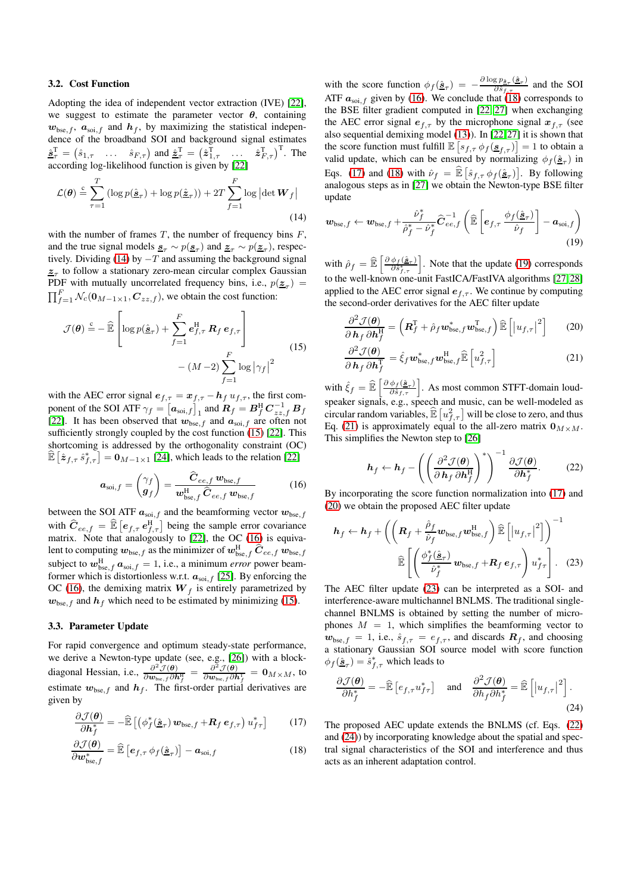### 3.2. Cost Function

Adopting the idea of independent vector extraction (IVE) [22], we suggest to estimate the parameter vector $\boldsymbol{\theta}$, containing $\boldsymbol{w}_{\text{bse},f}$, $\boldsymbol{a}_{\text{soi},f}$ and $\boldsymbol{h}_f$, by maximizing the statistical independence of the broadband SOI and background signal estimates $\hat{\underline{\boldsymbol{s}}}_\tau^{\text{T}} = \begin{pmatrix} \hat{s}_{1,\tau} & \dots & \hat{s}_{F,\tau} \end{pmatrix}$ and $\hat{\underline{\boldsymbol{z}}}_\tau^{\text{T}} = \begin{pmatrix} \hat{\boldsymbol{z}}_{1,\tau}^{\text{T}} & \dots & \hat{\boldsymbol{z}}_{F,\tau}^{\text{T}} \end{pmatrix}^{\text{T}}$. The according log-likelihood function is given by [22]

$$\mathcal{L}(\boldsymbol{\theta}) \stackrel{c}{=} \sum_{\tau=1}^{T} \left( \log p(\hat{\underline{\boldsymbol{s}}}_\tau) + \log p(\hat{\underline{\boldsymbol{z}}}_\tau) \right) + 2T \sum_{f=1}^{F} \log \left| \det \boldsymbol{W}_f \right| \tag{14}$$

with the number of frames $T$, the number of frequency bins $F$, and the true signal models $\underline{\boldsymbol{s}}_\tau \sim p(\underline{\boldsymbol{s}}_\tau)$ and $\underline{\boldsymbol{z}}_\tau \sim p(\underline{\boldsymbol{z}}_\tau)$, respectively. Dividing (14) by $-T$ and assuming the background signal $\underline{\boldsymbol{z}}_\tau$ to follow a stationary zero-mean circular complex Gaussian PDF with mutually uncorrelated frequency bins, i.e., $p(\underline{\boldsymbol{z}}_\tau) = \prod_{f=1}^{F} \mathcal{N}_c(\boldsymbol{0}_{M-1\times 1}, \boldsymbol{C}_{zz,f})$, we obtain the cost function:

$$\begin{aligned} \mathcal{J}(\boldsymbol{\theta}) \stackrel{c}{=} -\widehat{\mathbb{E}} \left[ \log p(\hat{\underline{\boldsymbol{s}}}_\tau) + \sum_{f=1}^{F} \boldsymbol{e}_{f,\tau}^{\text{H}} \boldsymbol{R}_f \, \boldsymbol{e}_{f,\tau} \right] \\ - (M-2) \sum_{f=1}^{F} \log \left| \gamma_f \right|^2 \end{aligned} \tag{15}$$

with the AEC error signal $\boldsymbol{e}_{f,\tau} = \boldsymbol{x}_{f,\tau} - \boldsymbol{h}_f \, u_{f,\tau}$, the first component of the SOI ATF $\gamma_f = \left[ \boldsymbol{a}_{\text{soi},f} \right]_1$ and $\boldsymbol{R}_f = \boldsymbol{B}_f^{\text{H}} \boldsymbol{C}_{zz,f}^{-1} \boldsymbol{B}_f$ [22]. It has been observed that $\boldsymbol{w}_{\text{bse},f}$ and $\boldsymbol{a}_{\text{soi},f}$ are often not sufficiently strongly coupled by the cost function (15) [22]. This shortcoming is addressed by the orthogonality constraint (OC) $\widehat{\mathbb{E}}\left[ \hat{\boldsymbol{z}}_{f,\tau} \, \hat{s}_{f,\tau}^* \right] = \boldsymbol{0}_{M-1\times 1}$ [24], which leads to the relation [22]

$$\boldsymbol{a}_{\text{soi},f} = \begin{pmatrix} \gamma_f \\ \boldsymbol{g}_f \end{pmatrix} = \frac{\widehat{\boldsymbol{C}}_{ee,f} \, \boldsymbol{w}_{\text{bse},f}}{\boldsymbol{w}_{\text{bse},f}^{\text{H}} \, \widehat{\boldsymbol{C}}_{ee,f} \, \boldsymbol{w}_{\text{bse},f}} \tag{16}$$

between the SOI ATF $\boldsymbol{a}_{\text{soi},f}$ and the beamforming vector $\boldsymbol{w}_{\text{bse},f}$ with $\widehat{\boldsymbol{C}}_{ee,f} = \widehat{\mathbb{E}}\left[ \boldsymbol{e}_{f,\tau} \, \boldsymbol{e}_{f,\tau}^{\text{H}} \right]$ being the sample error covariance matrix. Note that analogously to [22], the OC (16) is equivalent to computing $\boldsymbol{w}_{\text{bse},f}$ as the minimizer of $\boldsymbol{w}_{\text{bse},f}^{\text{H}} \, \widehat{\boldsymbol{C}}_{ee,f} \, \boldsymbol{w}_{\text{bse},f}$ subject to $\boldsymbol{w}_{\text{bse},f}^{\text{H}} \, \boldsymbol{a}_{\text{soi},f} = 1$, i.e., a minimum *error* power beamformer which is distortionless w.r.t. $\boldsymbol{a}_{\text{soi},f}$ [25]. By enforcing the OC (16), the demixing matrix $\boldsymbol{W}_f$ is entirely parametrized by $\boldsymbol{w}_{\text{bse},f}$ and $\boldsymbol{h}_f$ which need to be estimated by minimizing (15).

### 3.3. Parameter Update

For rapid convergence and optimum steady-state performance, we derive a Newton-type update (see, e.g., [26]) with a block-diagonal Hessian, i.e., $\frac{\partial^2 \mathcal{J}(\boldsymbol{\theta})}{\partial \boldsymbol{w}_{\text{bse},f} \, \partial \boldsymbol{h}_f^{\text{H}}} = \frac{\partial^2 \mathcal{J}(\boldsymbol{\theta})}{\partial \boldsymbol{w}_{\text{bse},f} \, \partial \boldsymbol{h}_f^{\text{T}}} = \boldsymbol{0}_{M\times M}$, to estimate $\boldsymbol{w}_{\text{bse},f}$ and $\boldsymbol{h}_f$. The first-order partial derivatives are given by

$$\frac{\partial \mathcal{J}(\boldsymbol{\theta})}{\partial \boldsymbol{h}_f^*} = -\widehat{\mathbb{E}}\left[ \left( \phi_f^*(\hat{\underline{\boldsymbol{s}}}_\tau) \, \boldsymbol{w}_{\text{bse},f} + \boldsymbol{R}_f \, \boldsymbol{e}_{f,\tau} \right) u_{f\tau}^* \right] \tag{17}$$

$$\frac{\partial \mathcal{J}(\boldsymbol{\theta})}{\partial \boldsymbol{w}_{\text{bse},f}^*} = \widehat{\mathbb{E}}\left[ \boldsymbol{e}_{f,\tau} \, \phi_f(\hat{\underline{\boldsymbol{s}}}_\tau) \right] - \boldsymbol{a}_{\text{soi},f} \tag{18}$$

with the score function $\phi_f(\hat{\underline{\boldsymbol{s}}}_\tau) = -\frac{\partial \log p_{\hat{\underline{\boldsymbol{s}}}_\tau}(\hat{\underline{\boldsymbol{s}}}_\tau)}{\partial \hat{s}_{f,\tau}^*}$ and the SOI ATF $\boldsymbol{a}_{\text{soi},f}$ given by (16). We conclude that (18) corresponds to the BSE filter gradient computed in [22, 27] when exchanging the AEC error signal $\boldsymbol{e}_{f,\tau}$ by the microphone signal $\boldsymbol{x}_{f,\tau}$ (see also sequential demixing model (13)). In [22, 27] it is shown that the score function must fulfill $\mathbb{E}\left[ s_{f,\tau} \, \phi_f(\underline{\boldsymbol{s}}_{f,\tau}) \right] = 1$ to obtain a valid update, which can be ensured by normalizing $\phi_f(\hat{\underline{\boldsymbol{s}}}_\tau)$ in Eqs. (17) and (18) with $\hat{\nu}_f = \widehat{\mathbb{E}}\left[ \hat{s}_{f,\tau} \, \phi_f(\hat{\underline{\boldsymbol{s}}}_\tau) \right]$. By following analogous steps as in [27] we obtain the Newton-type BSE filter update

$$\boldsymbol{w}_{\text{bse},f} \leftarrow \boldsymbol{w}_{\text{bse},f} + \frac{\hat{\nu}_f^*}{\hat{\rho}_f^* - \hat{\nu}_f^*} \widehat{\boldsymbol{C}}_{ee,f}^{-1} \left( \widehat{\mathbb{E}}\left[ \boldsymbol{e}_{f,\tau} \frac{\phi_f(\hat{\underline{\boldsymbol{s}}}_\tau)}{\hat{\nu}_f} \right] - \boldsymbol{a}_{\text{soi},f} \right) \tag{19}$$

with $\hat{\rho}_f = \widehat{\mathbb{E}}\left[ \frac{\partial \phi_f(\hat{\underline{\boldsymbol{s}}}_\tau)}{\partial \hat{s}_{f,\tau}^*} \right]$. Note that the update (19) corresponds to the well-known one-unit FastICA/FastIVA algorithms [27, 28] applied to the AEC error signal $\boldsymbol{e}_{f,\tau}$. We continue by computing the second-order derivatives for the AEC filter update

$$\frac{\partial^2 \mathcal{J}(\boldsymbol{\theta})}{\partial \boldsymbol{h}_f \, \partial \boldsymbol{h}_f^{\text{H}}} = \left( \boldsymbol{R}_f^{\text{T}} + \hat{\rho}_f \, \boldsymbol{w}_{\text{bse},f}^* \boldsymbol{w}_{\text{bse},f}^{\text{T}} \right) \widehat{\mathbb{E}}\left[ \left| u_{f,\tau} \right|^2 \right] \tag{20}$$

$$\frac{\partial^2 \mathcal{J}(\boldsymbol{\theta})}{\partial \boldsymbol{h}_f \, \partial \boldsymbol{h}_f^{\text{T}}} = \hat{\xi}_f \, \boldsymbol{w}_{\text{bse},f}^* \boldsymbol{w}_{\text{bse},f}^{\text{H}} \widehat{\mathbb{E}}\left[ u_{f,\tau}^2 \right] \tag{21}$$

with $\hat{\xi}_f = \widehat{\mathbb{E}}\left[ \frac{\partial \phi_f(\hat{\underline{\boldsymbol{s}}}_\tau)}{\partial \hat{s}_{f,\tau}} \right]$. As most common STFT-domain loudspeaker signals, e.g., speech and music, can be well-modeled as circular random variables, $\widehat{\mathbb{E}}\left[ u_{f,\tau}^2 \right]$ will be close to zero, and thus Eq. (21) is approximately equal to the all-zero matrix $\boldsymbol{0}_{M\times M}$. This simplifies the Newton step to [26]

$$\boldsymbol{h}_f \leftarrow \boldsymbol{h}_f - \left( \left( \frac{\partial^2 \mathcal{J}(\boldsymbol{\theta})}{\partial \boldsymbol{h}_f \, \partial \boldsymbol{h}_f^{\text{H}}} \right)^* \right)^{-1} \frac{\partial \mathcal{J}(\boldsymbol{\theta})}{\partial \boldsymbol{h}_f^*}. \tag{22}$$

By incorporating the score function normalization into (17) and (20) we obtain the proposed AEC filter update

$$\begin{aligned} \boldsymbol{h}_f \leftarrow \boldsymbol{h}_f + \left( \left( \boldsymbol{R}_f + \frac{\hat{\rho}_f}{\hat{\nu}_f} \boldsymbol{w}_{\text{bse},f} \boldsymbol{w}_{\text{bse},f}^{\text{H}} \right) \widehat{\mathbb{E}}\left[ \left| u_{f,\tau} \right|^2 \right] \right)^{-1} \\ \widehat{\mathbb{E}}\left[ \left( \frac{\phi_f^*(\hat{\underline{\boldsymbol{s}}}_\tau)}{\hat{\nu}_f^*} \, \boldsymbol{w}_{\text{bse},f} + \boldsymbol{R}_f \, \boldsymbol{e}_{f,\tau} \right) u_{f\tau}^* \right]. \end{aligned} \tag{23}$$

The AEC filter update (23) can be interpreted as a SOI- and interference-aware multichannel BNLMS. The traditional single-channel BNLMS is obtained by setting the number of microphones $M = 1$, which simplifies the beamforming vector to $\boldsymbol{w}_{\text{bse},f} = 1$, i.e., $\hat{s}_{f,\tau} = e_{f,\tau}$, and discards $\boldsymbol{R}_f$, and choosing a stationary Gaussian SOI source model with score function $\phi_f(\hat{\underline{\boldsymbol{s}}}_\tau) = \hat{s}_{f,\tau}^*$ which leads to

$$\frac{\partial \mathcal{J}(\boldsymbol{\theta})}{\partial h_f^*} = -\widehat{\mathbb{E}}\left[ e_{f,\tau} u_{f\tau}^* \right] \quad \text{and} \quad \frac{\partial^2 \mathcal{J}(\boldsymbol{\theta})}{\partial h_f \partial h_f^*} = \widehat{\mathbb{E}}\left[ \left| u_{f,\tau} \right|^2 \right]. \tag{24}$$

The proposed AEC update extends the BNLMS (cf. Eqs. (22) and (24)) by incorporating knowledge about the spatial and spectral signal characteristics of the SOI and interference and thus acts as an inherent adaptation control.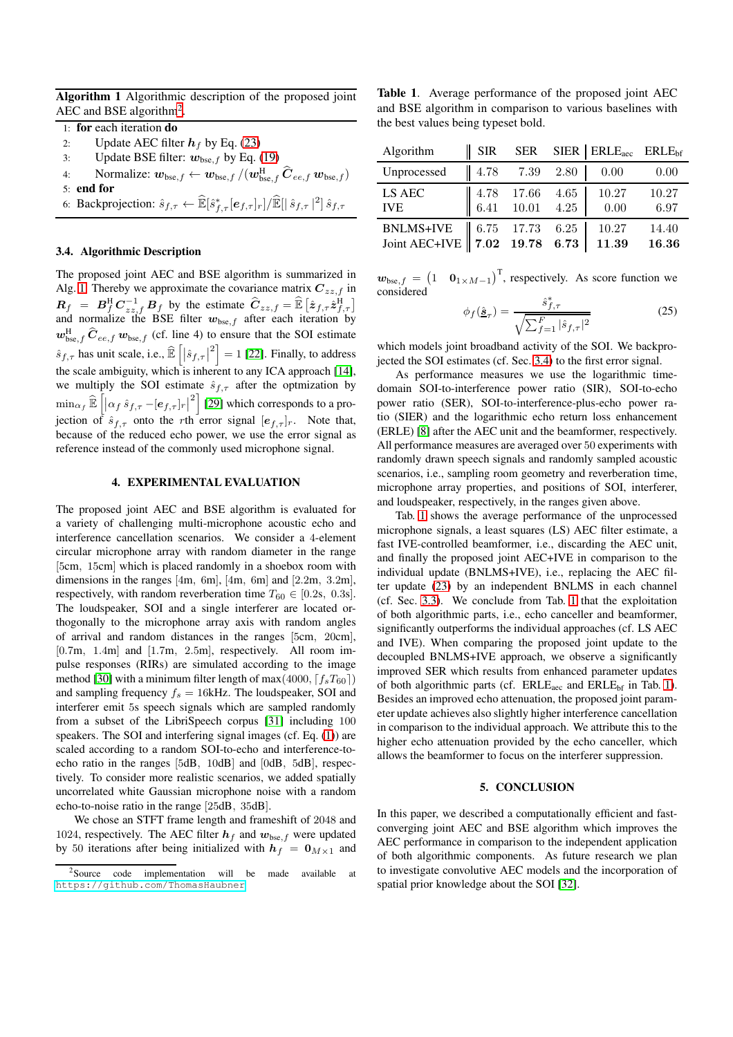**Algorithm 1** Algorithmic description of the proposed joint AEC and BSE algorithm[2].

1: **for** each iteration **do**
2: Update AEC filter $\boldsymbol{h}_f$ by Eq. (23)
3: Update BSE filter: $\boldsymbol{w}_{\text{bse},f}$ by Eq. (19)
4: Normalize: $\boldsymbol{w}_{\text{bse},f} \leftarrow \boldsymbol{w}_{\text{bse},f} / (\boldsymbol{w}_{\text{bse},f}^{\text{H}} \widehat{\boldsymbol{C}}_{ee,f} \boldsymbol{w}_{\text{bse},f})$
5: **end for**
6: Backprojection: $\hat{s}_{f,\tau} \leftarrow \widehat{\mathbb{E}}[\hat{s}_{f,\tau}^* [\boldsymbol{e}_{f,\tau}]_r] / \widehat{\mathbb{E}}[|\hat{s}_{f,\tau}|^2] \, \hat{s}_{f,\tau}$

### 3.4. Algorithmic Description

The proposed joint AEC and BSE algorithm is summarized in Alg. 1. Thereby we approximate the covariance matrix $\boldsymbol{C}_{zz,f}$ in $\boldsymbol{R}_f = \boldsymbol{B}_f^{\text{H}} \boldsymbol{C}_{zz,f}^{-1} \boldsymbol{B}_f$ by the estimate $\widehat{\boldsymbol{C}}_{zz,f} = \widehat{\mathbb{E}}\left[\hat{\boldsymbol{z}}_{f,\tau} \hat{\boldsymbol{z}}_{f,\tau}^{\text{H}}\right]$ and normalize the BSE filter $\boldsymbol{w}_{\text{bse},f}$ after each iteration by $\boldsymbol{w}_{\text{bse},f}^{\text{H}} \widehat{\boldsymbol{C}}_{ee,f} \boldsymbol{w}_{\text{bse},f}$ (cf. line 4) to ensure that the SOI estimate $\hat{s}_{f,\tau}$ has unit scale, i.e., $\widehat{\mathbb{E}}\left[\left|\hat{s}_{f,\tau}\right|^2\right] = 1$ [22]. Finally, to address the scale ambiguity, which is inherent to any ICA approach [14], we multiply the SOI estimate $\hat{s}_{f,\tau}$ after the optmization by $\min_{\alpha_f} \widehat{\mathbb{E}}\left[\left|\alpha_f \hat{s}_{f,\tau} - [\boldsymbol{e}_{f,\tau}]_r\right|^2\right]$ [29] which corresponds to a projection of $\hat{s}_{f,\tau}$ onto the $r$th error signal $[\boldsymbol{e}_{f,\tau}]_r$. Note that, because of the reduced echo power, we use the error signal as reference instead of the commonly used microphone signal.

## 4. EXPERIMENTAL EVALUATION

The proposed joint AEC and BSE algorithm is evaluated for a variety of challenging multi-microphone acoustic echo and interference cancellation scenarios. We consider a 4-element circular microphone array with random diameter in the range [5cm, 15cm] which is placed randomly in a shoebox room with dimensions in the ranges [4m, 6m], [4m, 6m] and [2.2m, 3.2m], respectively, with random reverberation time $T_{60} \in [0.2\text{s}, 0.3\text{s}]$. The loudspeaker, SOI and a single interferer are located orthogonally to the microphone array axis with random angles of arrival and random distances in the ranges [5cm, 20cm], [0.7m, 1.4m] and [1.7m, 2.5m], respectively. All room impulse responses (RIRs) are simulated according to the image method [30] with a minimum filter length of $\max(4000, \lceil f_s T_{60} \rceil)$ and sampling frequency $f_s = 16$kHz. The loudspeaker, SOI and interferer emit 5s speech signals which are sampled randomly from a subset of the LibriSpeech corpus [31] including 100 speakers. The SOI and interfering signal images (cf. Eq. (1)) are scaled according to a random SOI-to-echo and interference-to-echo ratio in the ranges [5dB, 10dB] and [0dB, 5dB], respectively. To consider more realistic scenarios, we add spatially uncorrelated white Gaussian microphone noise with a random echo-to-noise ratio in the range [25dB, 35dB].

We chose an STFT frame length and frameshift of 2048 and 1024, respectively. The AEC filter $\boldsymbol{h}_f$ and $\boldsymbol{w}_{\text{bse},f}$ were updated by 50 iterations after being initialized with $\boldsymbol{h}_f = \boldsymbol{0}_{M\times 1}$ and $\boldsymbol{w}_{\text{bse},f} = \begin{pmatrix} 1 & \boldsymbol{0}_{1\times M-1} \end{pmatrix}^{\text{T}}$, respectively. As score function we considered

$$\phi_f(\hat{\underline{\boldsymbol{s}}}_\tau) = \frac{\hat{s}_{f,\tau}^*}{\sqrt{\sum_{f=1}^{F} |\hat{s}_{f,\tau}|^2}} \tag{25}$$

which models joint broadband activity of the SOI. We backprojected the SOI estimates (cf. Sec. 3.4) to the first error signal.

**Table 1**. Average performance of the proposed joint AEC and BSE algorithm in comparison to various baselines with the best values being typeset bold.

| Algorithm | SIR | SER | SIER | ERLE$_{\text{aec}}$ | ERLE$_{\text{bf}}$ |
|---|---|---|---|---|---|
| Unprocessed | 4.78 | 7.39 | 2.80 | 0.00 | 0.00 |
| LS AEC | 4.78 | 17.66 | 4.65 | 10.27 | 10.27 |
| IVE | 6.41 | 10.01 | 4.25 | 0.00 | 6.97 |
| BNLMS+IVE | 6.75 | 17.73 | 6.25 | 10.27 | 14.40 |
| Joint AEC+IVE | **7.02** | **19.78** | **6.73** | **11.39** | **16.36** |

As performance measures we use the logarithmic time-domain SOI-to-interference power ratio (SIR), SOI-to-echo power ratio (SER), SOI-to-interference-plus-echo power ratio (SIER) and the logarithmic echo return loss enhancement (ERLE) [8] after the AEC unit and the beamformer, respectively. All performance measures are averaged over 50 experiments with randomly drawn speech signals and randomly sampled acoustic scenarios, i.e., sampling room geometry and reverberation time, microphone array properties, and positions of SOI, interferer, and loudspeaker, respectively, in the ranges given above.

Tab. 1 shows the average performance of the unprocessed microphone signals, a least squares (LS) AEC filter estimate, a fast IVE-controlled beamformer, i.e., discarding the AEC unit, and finally the proposed joint AEC+IVE in comparison to the individual update (BNLMS+IVE), i.e., replacing the AEC filter update (23) by an independent BNLMS in each channel (cf. Sec. 3.3). We conclude from Tab. 1 that the exploitation of both algorithmic parts, i.e., echo canceller and beamformer, significantly outperforms the individual approaches (cf. LS AEC and IVE). When comparing the proposed joint update to the decoupled BNLMS+IVE approach, we observe a significantly improved SER which results from enhanced parameter updates of both algorithmic parts (cf. ERLE$_{\text{aec}}$ and ERLE$_{\text{bf}}$ in Tab. 1). Besides an improved echo attenuation, the proposed joint parameter update achieves also slightly higher interference cancellation in comparison to the individual approach. We attribute this to the higher echo attenuation provided by the echo canceller, which allows the beamformer to focus on the interferer suppression.

## 5. CONCLUSION

In this paper, we described a computationally efficient and fast-converging joint AEC and BSE algorithm which improves the AEC performance in comparison to the independent application of both algorithmic components. As future research we plan to investigate convolutive AEC models and the incorporation of spatial prior knowledge about the SOI [32].

[2] Source code implementation will be made available at https://github.com/ThomasHaubner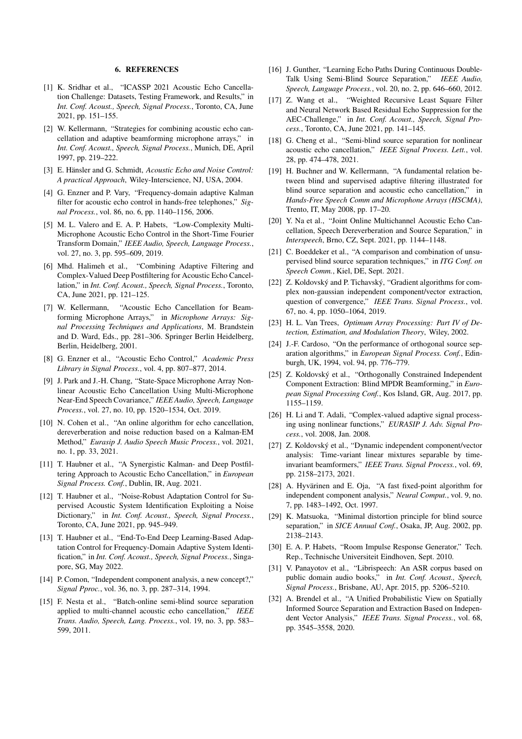## 6. REFERENCES

[1] K. Sridhar et al., "ICASSP 2021 Acoustic Echo Cancellation Challenge: Datasets, Testing Framework, and Results," in *Int. Conf. Acoust., Speech, Signal Process.*, Toronto, CA, June 2021, pp. 151–155.

[2] W. Kellermann, "Strategies for combining acoustic echo cancellation and adaptive beamforming microphone arrays," in *Int. Conf. Acoust., Speech, Signal Process.*, Munich, DE, April 1997, pp. 219–222.

[3] E. Hänsler and G. Schmidt, *Acoustic Echo and Noise Control: A practical Approach*, Wiley-Interscience, NJ, USA, 2004.

[4] G. Enzner and P. Vary, "Frequency-domain adaptive Kalman filter for acoustic echo control in hands-free telephones," *Signal Process.*, vol. 86, no. 6, pp. 1140–1156, 2006.

[5] M. L. Valero and E. A. P. Habets, "Low-Complexity Multi-Microphone Acoustic Echo Control in the Short-Time Fourier Transform Domain," *IEEE Audio, Speech, Language Process.*, vol. 27, no. 3, pp. 595–609, 2019.

[6] Mhd. Halimeh et al., "Combining Adaptive Filtering and Complex-Valued Deep Postfiltering for Acoustic Echo Cancellation," in *Int. Conf. Acoust., Speech, Signal Process.*, Toronto, CA, June 2021, pp. 121–125.

[7] W. Kellermann, "Acoustic Echo Cancellation for Beamforming Microphone Arrays," in *Microphone Arrays: Signal Processing Techniques and Applications*, M. Brandstein and D. Ward, Eds., pp. 281–306. Springer Berlin Heidelberg, Berlin, Heidelberg, 2001.

[8] G. Enzner et al., "Acoustic Echo Control," *Academic Press Library in Signal Process.*, vol. 4, pp. 807–877, 2014.

[9] J. Park and J.-H. Chang, "State-Space Microphone Array Nonlinear Acoustic Echo Cancellation Using Multi-Microphone Near-End Speech Covariance," *IEEE Audio, Speech, Language Process.*, vol. 27, no. 10, pp. 1520–1534, Oct. 2019.

[10] N. Cohen et al., "An online algorithm for echo cancellation, dereverberation and noise reduction based on a Kalman-EM Method," *Eurasip J. Audio Speech Music Process.*, vol. 2021, no. 1, pp. 33, 2021.

[11] T. Haubner et al., "A Synergistic Kalman- and Deep Postfiltering Approach to Acoustic Echo Cancellation," in *European Signal Process. Conf.*, Dublin, IR, Aug. 2021.

[12] T. Haubner et al., "Noise-Robust Adaptation Control for Supervised Acoustic System Identification Exploiting a Noise Dictionary," in *Int. Conf. Acoust., Speech, Signal Process.*, Toronto, CA, June 2021, pp. 945–949.

[13] T. Haubner et al., "End-To-End Deep Learning-Based Adaptation Control for Frequency-Domain Adaptive System Identification," in *Int. Conf. Acoust., Speech, Signal Process.*, Singapore, SG, May 2022.

[14] P. Comon, "Independent component analysis, a new concept?," *Signal Pproc.*, vol. 36, no. 3, pp. 287–314, 1994.

[15] F. Nesta et al., "Batch-online semi-blind source separation applied to multi-channel acoustic echo cancellation," *IEEE Trans. Audio, Speech, Lang. Process.*, vol. 19, no. 3, pp. 583–599, 2011.

[16] J. Gunther, "Learning Echo Paths During Continuous Double-Talk Using Semi-Blind Source Separation," *IEEE Audio, Speech, Language Process.*, vol. 20, no. 2, pp. 646–660, 2012.

[17] Z. Wang et al., "Weighted Recursive Least Square Filter and Neural Network Based Residual Echo Suppression for the AEC-Challenge," in *Int. Conf. Acoust., Speech, Signal Process.*, Toronto, CA, June 2021, pp. 141–145.

[18] G. Cheng et al., "Semi-blind source separation for nonlinear acoustic echo cancellation," *IEEE Signal Process. Lett.*, vol. 28, pp. 474–478, 2021.

[19] H. Buchner and W. Kellermann, "A fundamental relation between blind and supervised adaptive filtering illustrated for blind source separation and acoustic echo cancellation," in *Hands-Free Speech Comm and Microphone Arrays (HSCMA)*, Trento, IT, May 2008, pp. 17–20.

[20] Y. Na et al., "Joint Online Multichannel Acoustic Echo Cancellation, Speech Dereverberation and Source Separation," in *Interspeech*, Brno, CZ, Sept. 2021, pp. 1144–1148.

[21] C. Boeddeker et al., "A comparison and combination of unsupervised blind source separation techniques," in *ITG Conf. on Speech Comm.*, Kiel, DE, Sept. 2021.

[22] Z. Koldovský and P. Tichavský, "Gradient algorithms for complex non-gaussian independent component/vector extraction, question of convergence," *IEEE Trans. Signal Process.*, vol. 67, no. 4, pp. 1050–1064, 2019.

[23] H. L. Van Trees, *Optimum Array Processing: Part IV of Detection, Estimation, and Modulation Theory*, Wiley, 2002.

[24] J.-F. Cardoso, "On the performance of orthogonal source separation algorithms," in *European Signal Process. Conf.*, Edinburgh, UK, 1994, vol. 94, pp. 776–779.

[25] Z. Koldovský et al., "Orthogonally Constrained Independent Component Extraction: Blind MPDR Beamforming," in *European Signal Processing Conf.*, Kos Island, GR, Aug. 2017, pp. 1155–1159.

[26] H. Li and T. Adali, "Complex-valued adaptive signal processing using nonlinear functions," *EURASIP J. Adv. Signal Process.*, vol. 2008, Jan. 2008.

[27] Z. Koldovský et al., "Dynamic independent component/vector analysis: Time-variant linear mixtures separable by time-invariant beamformers," *IEEE Trans. Signal Process.*, vol. 69, pp. 2158–2173, 2021.

[28] A. Hyvärinen and E. Oja, "A fast fixed-point algorithm for independent component analysis," *Neural Comput.*, vol. 9, no. 7, pp. 1483–1492, Oct. 1997.

[29] K. Matsuoka, "Minimal distortion principle for blind source separation," in *SICE Annual Conf.*, Osaka, JP, Aug. 2002, pp. 2138–2143.

[30] E. A. P. Habets, "Room Impulse Response Generator," Tech. Rep., Technische Universiteit Eindhoven, Sept. 2010.

[31] V. Panayotov et al., "Librispeech: An ASR corpus based on public domain audio books," in *Int. Conf. Acoust., Speech, Signal Process.*, Brisbane, AU, Apr. 2015, pp. 5206–5210.

[32] A. Brendel et al., "A Unified Probabilistic View on Spatially Informed Source Separation and Extraction Based on Independent Vector Analysis," *IEEE Trans. Signal Process.*, vol. 68, pp. 3545–3558, 2020.